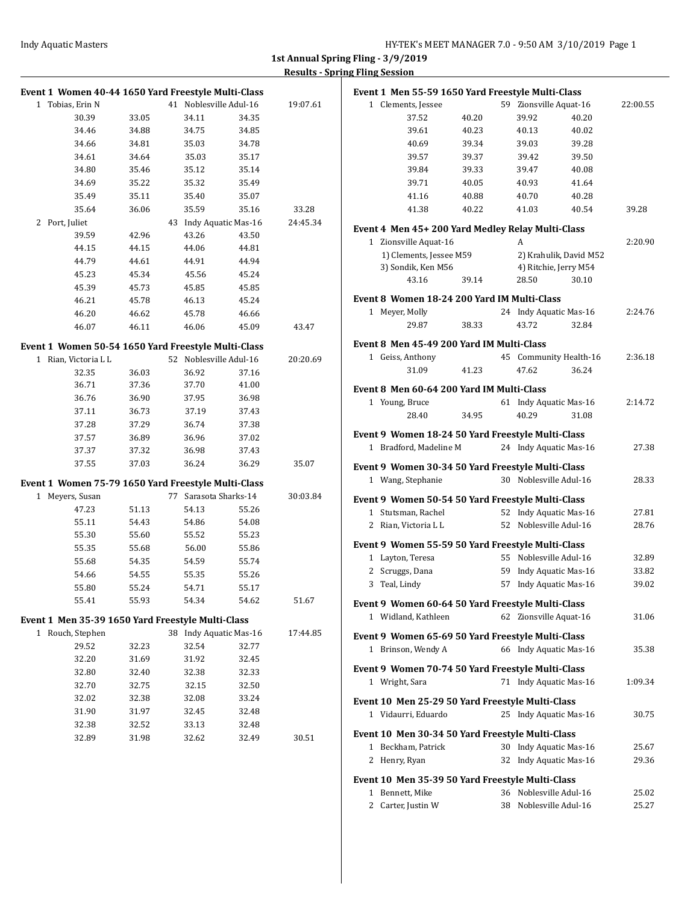## 1st Annual Spring Fling - 3/9/2019

### Results - Spring Fling Session

**Event 1 Women 40-44 1650 Yard Freestyle Multi-Class**

1 Tobias, Erin N — 41 Noblesville Adul-16 — 19:07.61

| | | | | |
|---|---|---|---|---|
| 30.39 | 33.05 | 34.11 | 34.35 | |
| 34.46 | 34.88 | 34.75 | 34.85 | |
| 34.66 | 34.81 | 35.03 | 34.78 | |
| 34.61 | 34.64 | 35.03 | 35.17 | |
| 34.80 | 35.46 | 35.12 | 35.14 | |
| 34.69 | 35.22 | 35.32 | 35.49 | |
| 35.49 | 35.11 | 35.40 | 35.07 | |
| 35.64 | 36.06 | 35.59 | 35.16 | 33.28 |

2 Port, Juliet — 43 Indy Aquatic Mas-16 — 24:45.34

| | | | | |
|---|---|---|---|---|
| 39.59 | 42.96 | 43.26 | 43.50 | |
| 44.15 | 44.15 | 44.06 | 44.81 | |
| 44.79 | 44.61 | 44.91 | 44.94 | |
| 45.23 | 45.34 | 45.56 | 45.24 | |
| 45.39 | 45.73 | 45.85 | 45.85 | |
| 46.21 | 45.78 | 46.13 | 45.24 | |
| 46.20 | 46.62 | 45.78 | 46.66 | |
| 46.07 | 46.11 | 46.06 | 45.09 | 43.47 |

**Event 1 Women 50-54 1650 Yard Freestyle Multi-Class**

1 Rian, Victoria L L — 52 Noblesville Adul-16 — 20:20.69

| | | | | |
|---|---|---|---|---|
| 32.35 | 36.03 | 36.92 | 37.16 | |
| 36.71 | 37.36 | 37.70 | 41.00 | |
| 36.76 | 36.90 | 37.95 | 36.98 | |
| 37.11 | 36.73 | 37.19 | 37.43 | |
| 37.28 | 37.29 | 36.74 | 37.38 | |
| 37.57 | 36.89 | 36.96 | 37.02 | |
| 37.37 | 37.32 | 36.98 | 37.43 | |
| 37.55 | 37.03 | 36.24 | 36.29 | 35.07 |

**Event 1 Women 75-79 1650 Yard Freestyle Multi-Class**

1 Meyers, Susan — 77 Sarasota Sharks-14 — 30:03.84

| | | | | |
|---|---|---|---|---|
| 47.23 | 51.13 | 54.13 | 55.26 | |
| 55.11 | 54.43 | 54.86 | 54.08 | |
| 55.30 | 55.60 | 55.52 | 55.23 | |
| 55.35 | 55.68 | 56.00 | 55.86 | |
| 55.68 | 54.35 | 54.59 | 55.74 | |
| 54.66 | 54.55 | 55.35 | 55.26 | |
| 55.80 | 55.24 | 54.71 | 55.17 | |
| 55.41 | 55.93 | 54.34 | 54.62 | 51.67 |

**Event 1 Men 35-39 1650 Yard Freestyle Multi-Class**

1 Rouch, Stephen — 38 Indy Aquatic Mas-16 — 17:44.85

| | | | | |
|---|---|---|---|---|
| 29.52 | 32.23 | 32.54 | 32.77 | |
| 32.20 | 31.69 | 31.92 | 32.45 | |
| 32.80 | 32.40 | 32.38 | 32.33 | |
| 32.70 | 32.75 | 32.15 | 32.50 | |
| 32.02 | 32.38 | 32.08 | 33.24 | |
| 31.90 | 31.97 | 32.45 | 32.48 | |
| 32.38 | 32.52 | 33.13 | 32.48 | |
| 32.89 | 31.98 | 32.62 | 32.49 | 30.51 |

**Event 1 Men 55-59 1650 Yard Freestyle Multi-Class**

1 Clements, Jessee — 59 Zionsville Aquat-16 — 22:00.55

| | | | | |
|---|---|---|---|---|
| 37.52 | 40.20 | 39.92 | 40.20 | |
| 39.61 | 40.23 | 40.13 | 40.02 | |
| 40.69 | 39.34 | 39.03 | 39.28 | |
| 39.57 | 39.37 | 39.42 | 39.50 | |
| 39.84 | 39.33 | 39.47 | 40.08 | |
| 39.71 | 40.05 | 40.93 | 41.64 | |
| 41.16 | 40.88 | 40.70 | 40.28 | |
| 41.38 | 40.22 | 41.03 | 40.54 | 39.28 |

**Event 4 Men 45+ 200 Yard Medley Relay Multi-Class**

1 Zionsville Aquat-16 — A — 2:20.90

1) Clements, Jessee M59 — 2) Krahulik, David M52
3) Sondik, Ken M56 — 4) Ritchie, Jerry M54

| | | | |
|---|---|---|---|
| 43.16 | 39.14 | 28.50 | 30.10 |

**Event 8 Women 18-24 200 Yard IM Multi-Class**

1 Meyer, Molly — 24 Indy Aquatic Mas-16 — 2:24.76

| | | | |
|---|---|---|---|
| 29.87 | 38.33 | 43.72 | 32.84 |

**Event 8 Men 45-49 200 Yard IM Multi-Class**

1 Geiss, Anthony — 45 Community Health-16 — 2:36.18

| | | | |
|---|---|---|---|
| 31.09 | 41.23 | 47.62 | 36.24 |

**Event 8 Men 60-64 200 Yard IM Multi-Class**

1 Young, Bruce — 61 Indy Aquatic Mas-16 — 2:14.72

| | | | |
|---|---|---|---|
| 28.40 | 34.95 | 40.29 | 31.08 |

**Event 9 Women 18-24 50 Yard Freestyle Multi-Class**

1 Bradford, Madeline M — 24 Indy Aquatic Mas-16 — 27.38

**Event 9 Women 30-34 50 Yard Freestyle Multi-Class**

1 Wang, Stephanie — 30 Noblesville Adul-16 — 28.33

**Event 9 Women 50-54 50 Yard Freestyle Multi-Class**

1 Stutsman, Rachel — 52 Indy Aquatic Mas-16 — 27.81
2 Rian, Victoria L L — 52 Noblesville Adul-16 — 28.76

**Event 9 Women 55-59 50 Yard Freestyle Multi-Class**

1 Layton, Teresa — 55 Noblesville Adul-16 — 32.89
2 Scruggs, Dana — 59 Indy Aquatic Mas-16 — 33.82
3 Teal, Lindy — 57 Indy Aquatic Mas-16 — 39.02

**Event 9 Women 60-64 50 Yard Freestyle Multi-Class**

1 Widland, Kathleen — 62 Zionsville Aquat-16 — 31.06

**Event 9 Women 65-69 50 Yard Freestyle Multi-Class**

1 Brinson, Wendy A — 66 Indy Aquatic Mas-16 — 35.38

**Event 9 Women 70-74 50 Yard Freestyle Multi-Class**

1 Wright, Sara — 71 Indy Aquatic Mas-16 — 1:09.34

**Event 10 Men 25-29 50 Yard Freestyle Multi-Class**

1 Vidaurri, Eduardo — 25 Indy Aquatic Mas-16 — 30.75

**Event 10 Men 30-34 50 Yard Freestyle Multi-Class**

1 Beckham, Patrick — 30 Indy Aquatic Mas-16 — 25.67
2 Henry, Ryan — 32 Indy Aquatic Mas-16 — 29.36

**Event 10 Men 35-39 50 Yard Freestyle Multi-Class**

1 Bennett, Mike — 36 Noblesville Adul-16 — 25.02
2 Carter, Justin W — 38 Noblesville Adul-16 — 25.27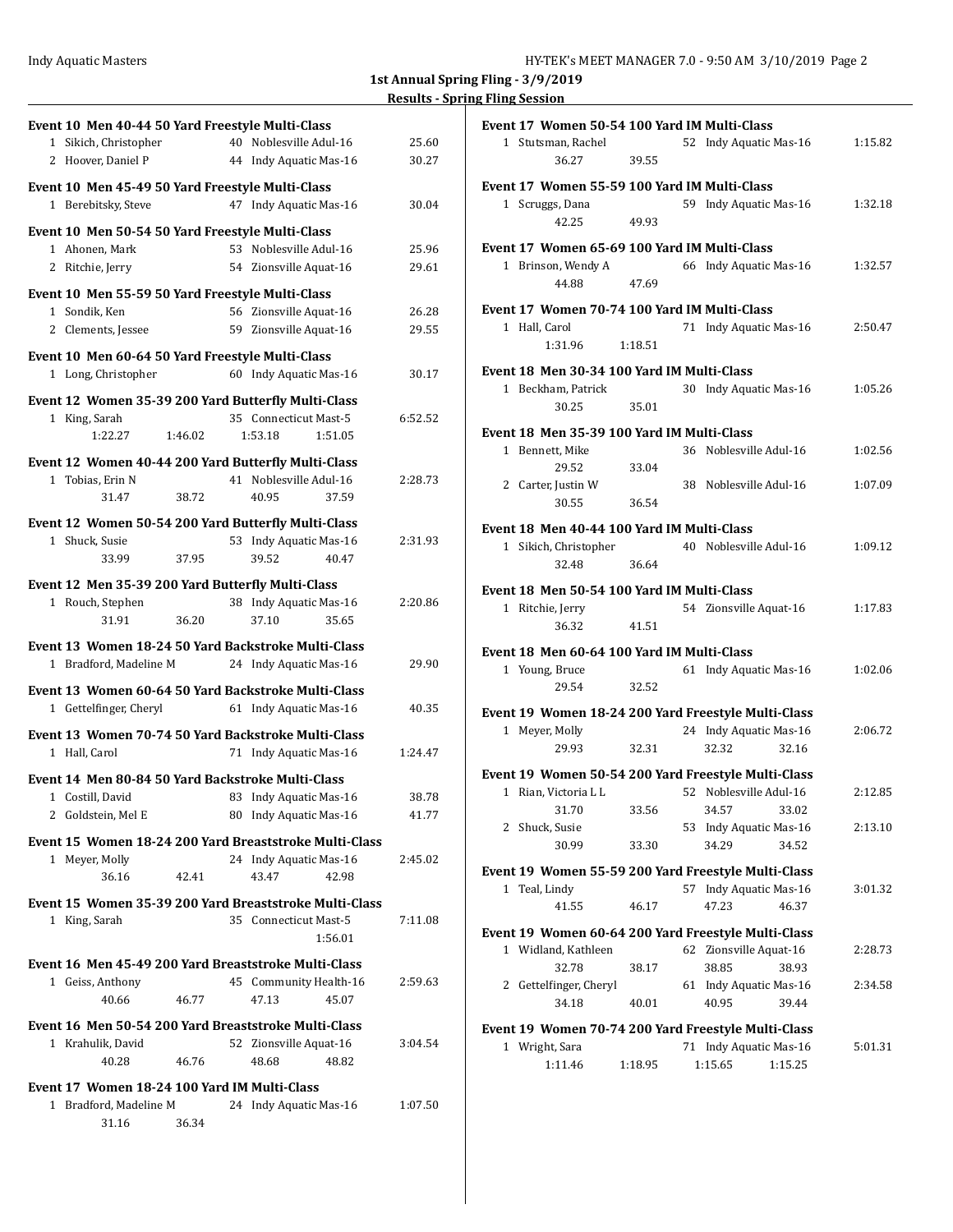## 1st Annual Spring Fling - 3/9/2019

### Results - Spring Fling Session

**Event 10 Men 40-44 50 Yard Freestyle Multi-Class**

1 Sikich, Christopher 40 Noblesville Adul-16 25.60
2 Hoover, Daniel P 44 Indy Aquatic Mas-16 30.27

**Event 10 Men 45-49 50 Yard Freestyle Multi-Class**

1 Berebitsky, Steve 47 Indy Aquatic Mas-16 30.04

**Event 10 Men 50-54 50 Yard Freestyle Multi-Class**

1 Ahonen, Mark 53 Noblesville Adul-16 25.96
2 Ritchie, Jerry 54 Zionsville Aquat-16 29.61

**Event 10 Men 55-59 50 Yard Freestyle Multi-Class**

1 Sondik, Ken 56 Zionsville Aquat-16 26.28
2 Clements, Jessee 59 Zionsville Aquat-16 29.55

**Event 10 Men 60-64 50 Yard Freestyle Multi-Class**

1 Long, Christopher 60 Indy Aquatic Mas-16 30.17

**Event 12 Women 35-39 200 Yard Butterfly Multi-Class**

1 King, Sarah 35 Connecticut Mast-5 6:52.52
1:22.27 1:46.02 1:53.18 1:51.05

**Event 12 Women 40-44 200 Yard Butterfly Multi-Class**

1 Tobias, Erin N 41 Noblesville Adul-16 2:28.73
31.47 38.72 40.95 37.59

**Event 12 Women 50-54 200 Yard Butterfly Multi-Class**

1 Shuck, Susie 53 Indy Aquatic Mas-16 2:31.93
33.99 37.95 39.52 40.47

**Event 12 Men 35-39 200 Yard Butterfly Multi-Class**

1 Rouch, Stephen 38 Indy Aquatic Mas-16 2:20.86
31.91 36.20 37.10 35.65

**Event 13 Women 18-24 50 Yard Backstroke Multi-Class**

1 Bradford, Madeline M 24 Indy Aquatic Mas-16 29.90

**Event 13 Women 60-64 50 Yard Backstroke Multi-Class**

1 Gettelfinger, Cheryl 61 Indy Aquatic Mas-16 40.35

**Event 13 Women 70-74 50 Yard Backstroke Multi-Class**

1 Hall, Carol 71 Indy Aquatic Mas-16 1:24.47

**Event 14 Men 80-84 50 Yard Backstroke Multi-Class**

1 Costill, David 83 Indy Aquatic Mas-16 38.78
2 Goldstein, Mel E 80 Indy Aquatic Mas-16 41.77

**Event 15 Women 18-24 200 Yard Breaststroke Multi-Class**

1 Meyer, Molly 24 Indy Aquatic Mas-16 2:45.02
36.16 42.41 43.47 42.98

**Event 15 Women 35-39 200 Yard Breaststroke Multi-Class**

1 King, Sarah 35 Connecticut Mast-5 7:11.08
1:56.01

**Event 16 Men 45-49 200 Yard Breaststroke Multi-Class**

1 Geiss, Anthony 45 Community Health-16 2:59.63
40.66 46.77 47.13 45.07

**Event 16 Men 50-54 200 Yard Breaststroke Multi-Class**

1 Krahulik, David 52 Zionsville Aquat-16 3:04.54
40.28 46.76 48.68 48.82

**Event 17 Women 18-24 100 Yard IM Multi-Class**

1 Bradford, Madeline M 24 Indy Aquatic Mas-16 1:07.50
31.16 36.34

**Event 17 Women 50-54 100 Yard IM Multi-Class**

1 Stutsman, Rachel 52 Indy Aquatic Mas-16 1:15.82
36.27 39.55

**Event 17 Women 55-59 100 Yard IM Multi-Class**

1 Scruggs, Dana 59 Indy Aquatic Mas-16 1:32.18
42.25 49.93

**Event 17 Women 65-69 100 Yard IM Multi-Class**

1 Brinson, Wendy A 66 Indy Aquatic Mas-16 1:32.57
44.88 47.69

**Event 17 Women 70-74 100 Yard IM Multi-Class**

1 Hall, Carol 71 Indy Aquatic Mas-16 2:50.47
1:31.96 1:18.51

**Event 18 Men 30-34 100 Yard IM Multi-Class**

1 Beckham, Patrick 30 Indy Aquatic Mas-16 1:05.26
30.25 35.01

**Event 18 Men 35-39 100 Yard IM Multi-Class**

1 Bennett, Mike 36 Noblesville Adul-16 1:02.56
29.52 33.04
2 Carter, Justin W 38 Noblesville Adul-16 1:07.09
30.55 36.54

**Event 18 Men 40-44 100 Yard IM Multi-Class**

1 Sikich, Christopher 40 Noblesville Adul-16 1:09.12
32.48 36.64

**Event 18 Men 50-54 100 Yard IM Multi-Class**

1 Ritchie, Jerry 54 Zionsville Aquat-16 1:17.83
36.32 41.51

**Event 18 Men 60-64 100 Yard IM Multi-Class**

1 Young, Bruce 61 Indy Aquatic Mas-16 1:02.06
29.54 32.52

**Event 19 Women 18-24 200 Yard Freestyle Multi-Class**

1 Meyer, Molly 24 Indy Aquatic Mas-16 2:06.72
29.93 32.31 32.32 32.16

**Event 19 Women 50-54 200 Yard Freestyle Multi-Class**

1 Rian, Victoria L L 52 Noblesville Adul-16 2:12.85
31.70 33.56 34.57 33.02
2 Shuck, Susie 53 Indy Aquatic Mas-16 2:13.10
30.99 33.30 34.29 34.52

**Event 19 Women 55-59 200 Yard Freestyle Multi-Class**

1 Teal, Lindy 57 Indy Aquatic Mas-16 3:01.32
41.55 46.17 47.23 46.37

**Event 19 Women 60-64 200 Yard Freestyle Multi-Class**

1 Widland, Kathleen 62 Zionsville Aquat-16 2:28.73
32.78 38.17 38.85 38.93
2 Gettelfinger, Cheryl 61 Indy Aquatic Mas-16 2:34.58
34.18 40.01 40.95 39.44

**Event 19 Women 70-74 200 Yard Freestyle Multi-Class**

1 Wright, Sara 71 Indy Aquatic Mas-16 5:01.31
1:11.46 1:18.95 1:15.65 1:15.25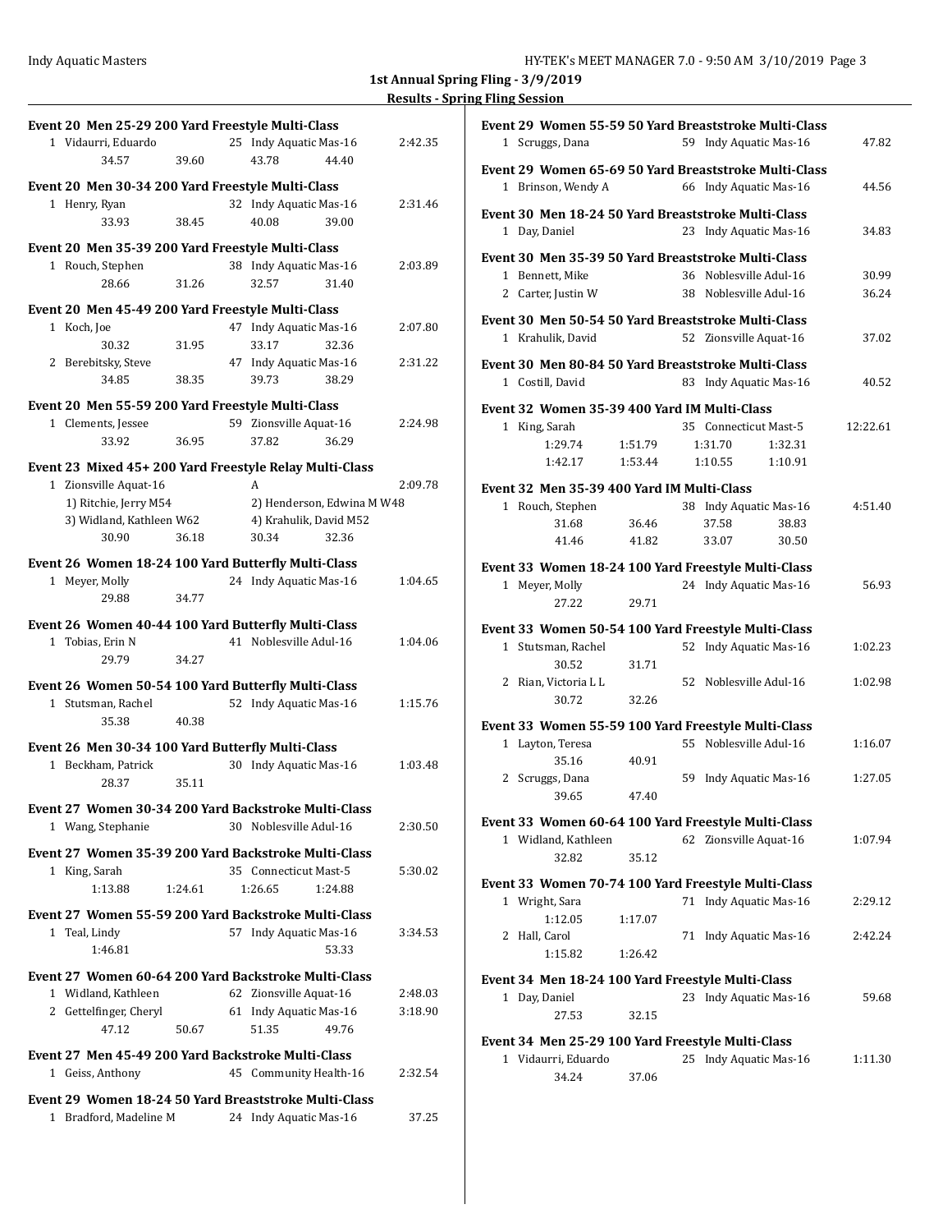## 1st Annual Spring Fling - 3/9/2019

### Results - Spring Fling Session

**Event 20 Men 25-29 200 Yard Freestyle Multi-Class**

1 Vidaurri, Eduardo 25 Indy Aquatic Mas-16 2:42.35
34.57 39.60 43.78 44.40

**Event 20 Men 30-34 200 Yard Freestyle Multi-Class**

1 Henry, Ryan 32 Indy Aquatic Mas-16 2:31.46
33.93 38.45 40.08 39.00

**Event 20 Men 35-39 200 Yard Freestyle Multi-Class**

1 Rouch, Stephen 38 Indy Aquatic Mas-16 2:03.89
28.66 31.26 32.57 31.40

**Event 20 Men 45-49 200 Yard Freestyle Multi-Class**

1 Koch, Joe 47 Indy Aquatic Mas-16 2:07.80
30.32 31.95 33.17 32.36
2 Berebitsky, Steve 47 Indy Aquatic Mas-16 2:31.22
34.85 38.35 39.73 38.29

**Event 20 Men 55-59 200 Yard Freestyle Multi-Class**

1 Clements, Jessee 59 Zionsville Aquat-16 2:24.98
33.92 36.95 37.82 36.29

**Event 23 Mixed 45+ 200 Yard Freestyle Relay Multi-Class**

1 Zionsville Aquat-16 A 2:09.78
1) Ritchie, Jerry M54 2) Henderson, Edwina M W48
3) Widland, Kathleen W62 4) Krahulik, David M52
30.90 36.18 30.34 32.36

**Event 26 Women 18-24 100 Yard Butterfly Multi-Class**

1 Meyer, Molly 24 Indy Aquatic Mas-16 1:04.65
29.88 34.77

**Event 26 Women 40-44 100 Yard Butterfly Multi-Class**

1 Tobias, Erin N 41 Noblesville Adul-16 1:04.06
29.79 34.27

**Event 26 Women 50-54 100 Yard Butterfly Multi-Class**

1 Stutsman, Rachel 52 Indy Aquatic Mas-16 1:15.76
35.38 40.38

**Event 26 Men 30-34 100 Yard Butterfly Multi-Class**

1 Beckham, Patrick 30 Indy Aquatic Mas-16 1:03.48
28.37 35.11

**Event 27 Women 30-34 200 Yard Backstroke Multi-Class**

1 Wang, Stephanie 30 Noblesville Adul-16 2:30.50

**Event 27 Women 35-39 200 Yard Backstroke Multi-Class**

1 King, Sarah 35 Connecticut Mast-5 5:30.02
1:13.88 1:24.61 1:26.65 1:24.88

**Event 27 Women 55-59 200 Yard Backstroke Multi-Class**

1 Teal, Lindy 57 Indy Aquatic Mas-16 3:34.53
1:46.81 53.33

**Event 27 Women 60-64 200 Yard Backstroke Multi-Class**

1 Widland, Kathleen 62 Zionsville Aquat-16 2:48.03
2 Gettelfinger, Cheryl 61 Indy Aquatic Mas-16 3:18.90
47.12 50.67 51.35 49.76

**Event 27 Men 45-49 200 Yard Backstroke Multi-Class**

1 Geiss, Anthony 45 Community Health-16 2:32.54

**Event 29 Women 18-24 50 Yard Breaststroke Multi-Class**

1 Bradford, Madeline M 24 Indy Aquatic Mas-16 37.25

**Event 29 Women 55-59 50 Yard Breaststroke Multi-Class**

1 Scruggs, Dana 59 Indy Aquatic Mas-16 47.82

**Event 29 Women 65-69 50 Yard Breaststroke Multi-Class**

1 Brinson, Wendy A 66 Indy Aquatic Mas-16 44.56

**Event 30 Men 18-24 50 Yard Breaststroke Multi-Class**

1 Day, Daniel 23 Indy Aquatic Mas-16 34.83

**Event 30 Men 35-39 50 Yard Breaststroke Multi-Class**

1 Bennett, Mike 36 Noblesville Adul-16 30.99
2 Carter, Justin W 38 Noblesville Adul-16 36.24

**Event 30 Men 50-54 50 Yard Breaststroke Multi-Class**

1 Krahulik, David 52 Zionsville Aquat-16 37.02

**Event 30 Men 80-84 50 Yard Breaststroke Multi-Class**

1 Costill, David 83 Indy Aquatic Mas-16 40.52

**Event 32 Women 35-39 400 Yard IM Multi-Class**

1 King, Sarah 35 Connecticut Mast-5 12:22.61
1:29.74 1:51.79 1:31.70 1:32.31
1:42.17 1:53.44 1:10.55 1:10.91

**Event 32 Men 35-39 400 Yard IM Multi-Class**

1 Rouch, Stephen 38 Indy Aquatic Mas-16 4:51.40
31.68 36.46 37.58 38.83
41.46 41.82 33.07 30.50

**Event 33 Women 18-24 100 Yard Freestyle Multi-Class**

1 Meyer, Molly 24 Indy Aquatic Mas-16 56.93
27.22 29.71

**Event 33 Women 50-54 100 Yard Freestyle Multi-Class**

1 Stutsman, Rachel 52 Indy Aquatic Mas-16 1:02.23
30.52 31.71
2 Rian, Victoria L L 52 Noblesville Adul-16 1:02.98
30.72 32.26

**Event 33 Women 55-59 100 Yard Freestyle Multi-Class**

1 Layton, Teresa 55 Noblesville Adul-16 1:16.07
35.16 40.91
2 Scruggs, Dana 59 Indy Aquatic Mas-16 1:27.05
39.65 47.40

**Event 33 Women 60-64 100 Yard Freestyle Multi-Class**

1 Widland, Kathleen 62 Zionsville Aquat-16 1:07.94
32.82 35.12

**Event 33 Women 70-74 100 Yard Freestyle Multi-Class**

1 Wright, Sara 71 Indy Aquatic Mas-16 2:29.12
1:12.05 1:17.07
2 Hall, Carol 71 Indy Aquatic Mas-16 2:42.24
1:15.82 1:26.42

**Event 34 Men 18-24 100 Yard Freestyle Multi-Class**

1 Day, Daniel 23 Indy Aquatic Mas-16 59.68
27.53 32.15

**Event 34 Men 25-29 100 Yard Freestyle Multi-Class**

1 Vidaurri, Eduardo 25 Indy Aquatic Mas-16 1:11.30
34.24 37.06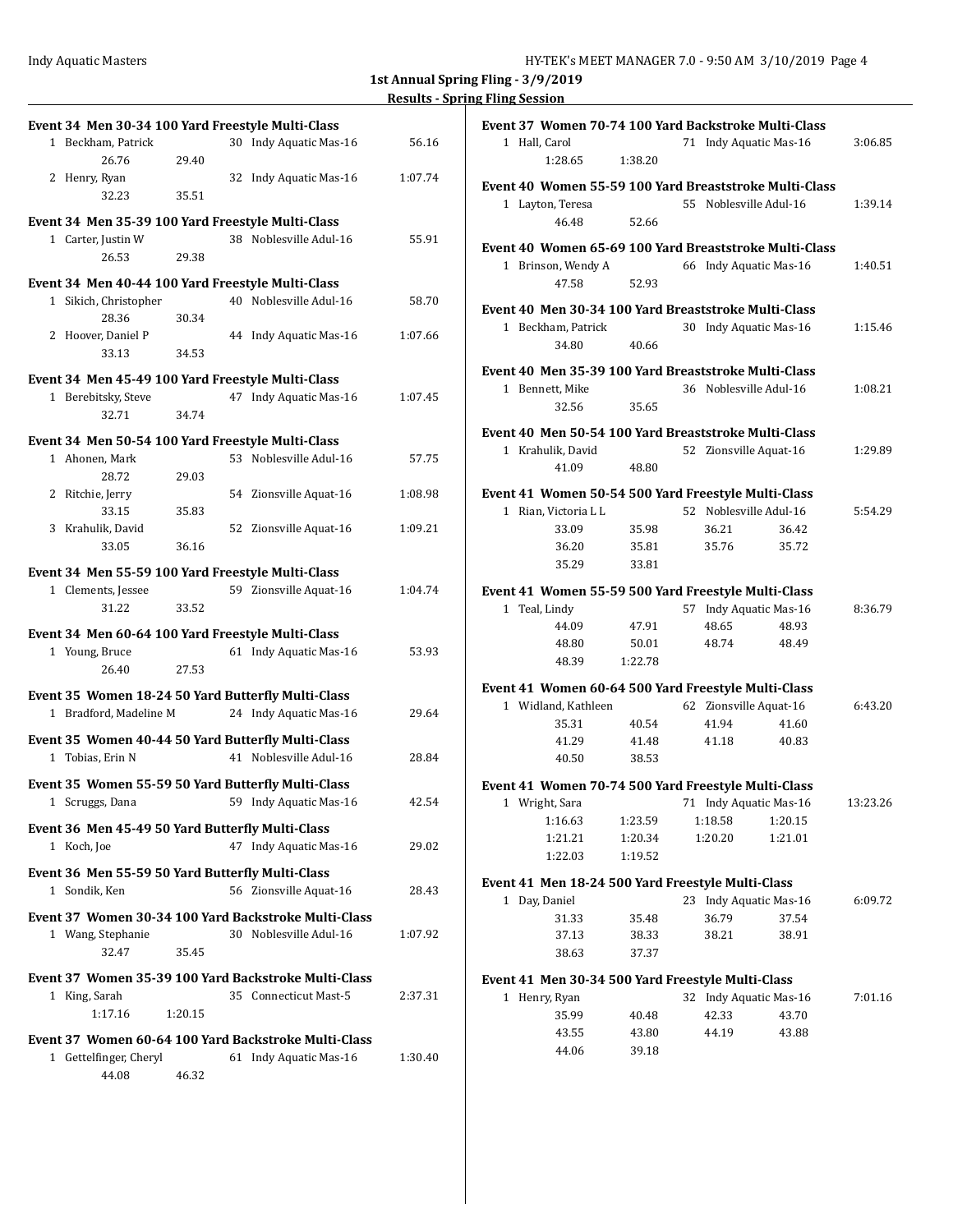## 1st Annual Spring Fling - 3/9/2019

### Results - Spring Fling Session

**Event 34 Men 30-34 100 Yard Freestyle Multi-Class**

1 Beckham, Patrick — 30 Indy Aquatic Mas-16 — 56.16
26.76 29.40

2 Henry, Ryan — 32 Indy Aquatic Mas-16 — 1:07.74
32.23 35.51

**Event 34 Men 35-39 100 Yard Freestyle Multi-Class**

1 Carter, Justin W — 38 Noblesville Adul-16 — 55.91
26.53 29.38

**Event 34 Men 40-44 100 Yard Freestyle Multi-Class**

1 Sikich, Christopher — 40 Noblesville Adul-16 — 58.70
28.36 30.34

2 Hoover, Daniel P — 44 Indy Aquatic Mas-16 — 1:07.66
33.13 34.53

**Event 34 Men 45-49 100 Yard Freestyle Multi-Class**

1 Berebitsky, Steve — 47 Indy Aquatic Mas-16 — 1:07.45
32.71 34.74

**Event 34 Men 50-54 100 Yard Freestyle Multi-Class**

1 Ahonen, Mark — 53 Noblesville Adul-16 — 57.75
28.72 29.03

2 Ritchie, Jerry — 54 Zionsville Aquat-16 — 1:08.98
33.15 35.83

3 Krahulik, David — 52 Zionsville Aquat-16 — 1:09.21
33.05 36.16

**Event 34 Men 55-59 100 Yard Freestyle Multi-Class**

1 Clements, Jessee — 59 Zionsville Aquat-16 — 1:04.74
31.22 33.52

**Event 34 Men 60-64 100 Yard Freestyle Multi-Class**

1 Young, Bruce — 61 Indy Aquatic Mas-16 — 53.93
26.40 27.53

**Event 35 Women 18-24 50 Yard Butterfly Multi-Class**

1 Bradford, Madeline M — 24 Indy Aquatic Mas-16 — 29.64

**Event 35 Women 40-44 50 Yard Butterfly Multi-Class**

1 Tobias, Erin N — 41 Noblesville Adul-16 — 28.84

**Event 35 Women 55-59 50 Yard Butterfly Multi-Class**

1 Scruggs, Dana — 59 Indy Aquatic Mas-16 — 42.54

**Event 36 Men 45-49 50 Yard Butterfly Multi-Class**

1 Koch, Joe — 47 Indy Aquatic Mas-16 — 29.02

**Event 36 Men 55-59 50 Yard Butterfly Multi-Class**

1 Sondik, Ken — 56 Zionsville Aquat-16 — 28.43

**Event 37 Women 30-34 100 Yard Backstroke Multi-Class**

1 Wang, Stephanie — 30 Noblesville Adul-16 — 1:07.92
32.47 35.45

**Event 37 Women 35-39 100 Yard Backstroke Multi-Class**

1 King, Sarah — 35 Connecticut Mast-5 — 2:37.31
1:17.16 1:20.15

**Event 37 Women 60-64 100 Yard Backstroke Multi-Class**

1 Gettelfinger, Cheryl — 61 Indy Aquatic Mas-16 — 1:30.40
44.08 46.32

**Event 37 Women 70-74 100 Yard Backstroke Multi-Class**

1 Hall, Carol — 71 Indy Aquatic Mas-16 — 3:06.85
1:28.65 1:38.20

**Event 40 Women 55-59 100 Yard Breaststroke Multi-Class**

1 Layton, Teresa — 55 Noblesville Adul-16 — 1:39.14
46.48 52.66

**Event 40 Women 65-69 100 Yard Breaststroke Multi-Class**

1 Brinson, Wendy A — 66 Indy Aquatic Mas-16 — 1:40.51
47.58 52.93

**Event 40 Men 30-34 100 Yard Breaststroke Multi-Class**

1 Beckham, Patrick — 30 Indy Aquatic Mas-16 — 1:15.46
34.80 40.66

**Event 40 Men 35-39 100 Yard Breaststroke Multi-Class**

1 Bennett, Mike — 36 Noblesville Adul-16 — 1:08.21
32.56 35.65

**Event 40 Men 50-54 100 Yard Breaststroke Multi-Class**

1 Krahulik, David — 52 Zionsville Aquat-16 — 1:29.89
41.09 48.80

**Event 41 Women 50-54 500 Yard Freestyle Multi-Class**

1 Rian, Victoria L L — 52 Noblesville Adul-16 — 5:54.29
33.09 35.98 36.21 36.42
36.20 35.81 35.76 35.72
35.29 33.81

**Event 41 Women 55-59 500 Yard Freestyle Multi-Class**

1 Teal, Lindy — 57 Indy Aquatic Mas-16 — 8:36.79
44.09 47.91 48.65 48.93
48.80 50.01 48.74 48.49
48.39 1:22.78

**Event 41 Women 60-64 500 Yard Freestyle Multi-Class**

1 Widland, Kathleen — 62 Zionsville Aquat-16 — 6:43.20
35.31 40.54 41.94 41.60
41.29 41.48 41.18 40.83
40.50 38.53

**Event 41 Women 70-74 500 Yard Freestyle Multi-Class**

1 Wright, Sara — 71 Indy Aquatic Mas-16 — 13:23.26
1:16.63 1:23.59 1:18.58 1:20.15
1:21.21 1:20.34 1:20.20 1:21.01
1:22.03 1:19.52

**Event 41 Men 18-24 500 Yard Freestyle Multi-Class**

1 Day, Daniel — 23 Indy Aquatic Mas-16 — 6:09.72
31.33 35.48 36.79 37.54
37.13 38.33 38.21 38.91
38.63 37.37

**Event 41 Men 30-34 500 Yard Freestyle Multi-Class**

1 Henry, Ryan — 32 Indy Aquatic Mas-16 — 7:01.16
35.99 40.48 42.33 43.70
43.55 43.80 44.19 43.88
44.06 39.18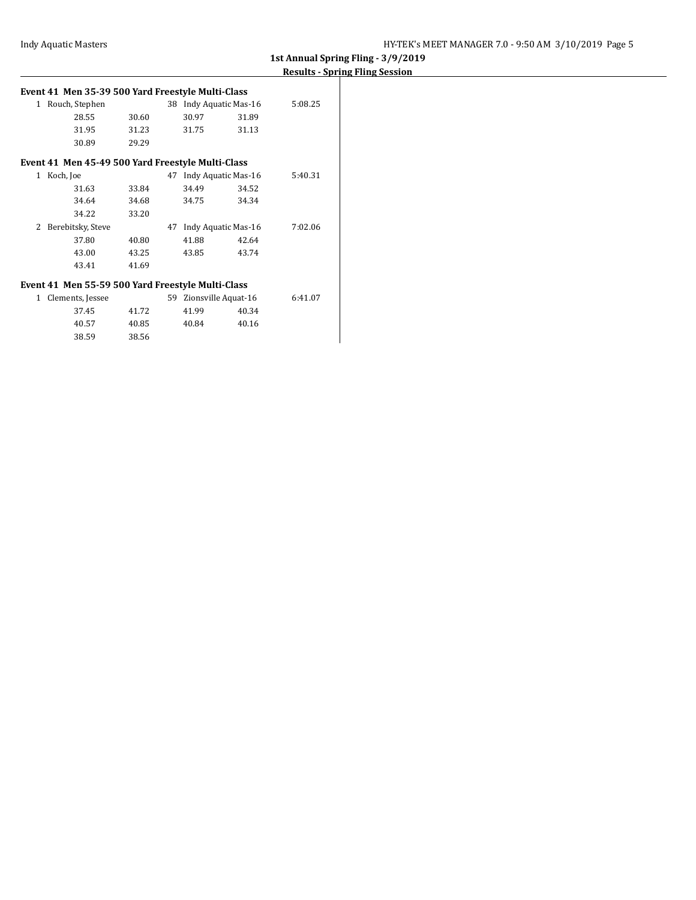## 1st Annual Spring Fling - 3/9/2019

### Results - Spring Fling Session

**Event 41 Men 35-39 500 Yard Freestyle Multi-Class**

| | | | | | |
|---|---|---|---|---|---|
| 1 | Rouch, Stephen | | 38 | Indy Aquatic Mas-16 | 5:08.25 |
| | 28.55 | 30.60 | 30.97 | 31.89 | |
| | 31.95 | 31.23 | 31.75 | 31.13 | |
| | 30.89 | 29.29 | | | |

**Event 41 Men 45-49 500 Yard Freestyle Multi-Class**

| | | | | | |
|---|---|---|---|---|---|
| 1 | Koch, Joe | | 47 | Indy Aquatic Mas-16 | 5:40.31 |
| | 31.63 | 33.84 | 34.49 | 34.52 | |
| | 34.64 | 34.68 | 34.75 | 34.34 | |
| | 34.22 | 33.20 | | | |
| 2 | Berebitsky, Steve | | 47 | Indy Aquatic Mas-16 | 7:02.06 |
| | 37.80 | 40.80 | 41.88 | 42.64 | |
| | 43.00 | 43.25 | 43.85 | 43.74 | |
| | 43.41 | 41.69 | | | |

**Event 41 Men 55-59 500 Yard Freestyle Multi-Class**

| | | | | | |
|---|---|---|---|---|---|
| 1 | Clements, Jessee | | 59 | Zionsville Aquat-16 | 6:41.07 |
| | 37.45 | 41.72 | 41.99 | 40.34 | |
| | 40.57 | 40.85 | 40.84 | 40.16 | |
| | 38.59 | 38.56 | | | |